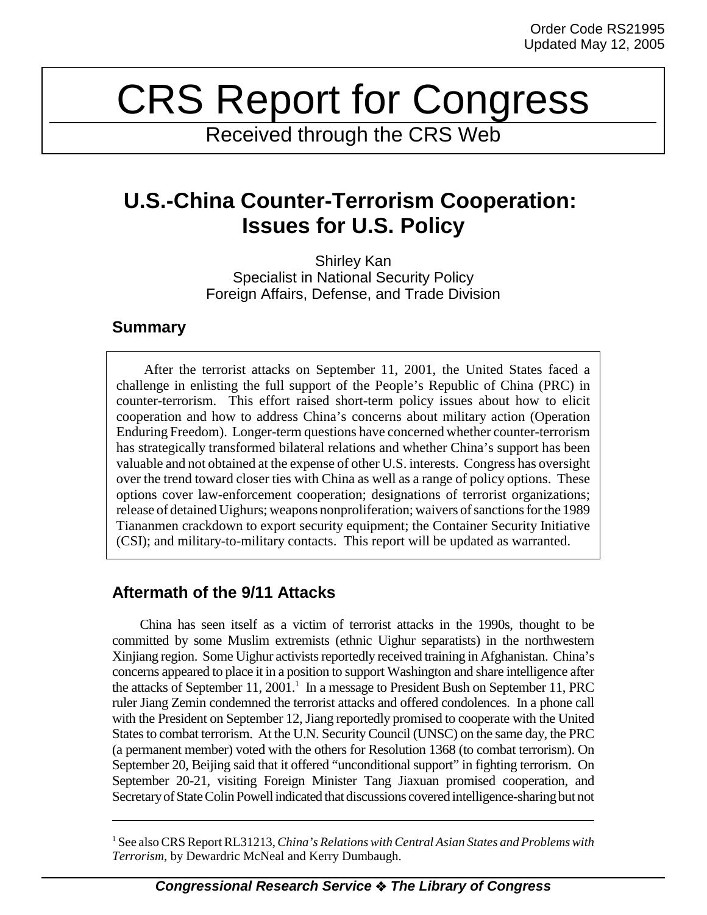Order Code RS21995
Updated May 12, 2005

# CRS Report for Congress

Received through the CRS Web

## U.S.-China Counter-Terrorism Cooperation: Issues for U.S. Policy

Shirley Kan
Specialist in National Security Policy
Foreign Affairs, Defense, and Trade Division

### Summary

After the terrorist attacks on September 11, 2001, the United States faced a challenge in enlisting the full support of the People's Republic of China (PRC) in counter-terrorism. This effort raised short-term policy issues about how to elicit cooperation and how to address China's concerns about military action (Operation Enduring Freedom). Longer-term questions have concerned whether counter-terrorism has strategically transformed bilateral relations and whether China's support has been valuable and not obtained at the expense of other U.S. interests. Congress has oversight over the trend toward closer ties with China as well as a range of policy options. These options cover law-enforcement cooperation; designations of terrorist organizations; release of detained Uighurs; weapons nonproliferation; waivers of sanctions for the 1989 Tiananmen crackdown to export security equipment; the Container Security Initiative (CSI); and military-to-military contacts. This report will be updated as warranted.

### Aftermath of the 9/11 Attacks

China has seen itself as a victim of terrorist attacks in the 1990s, thought to be committed by some Muslim extremists (ethnic Uighur separatists) in the northwestern Xinjiang region. Some Uighur activists reportedly received training in Afghanistan. China's concerns appeared to place it in a position to support Washington and share intelligence after the attacks of September 11, 2001.[1] In a message to President Bush on September 11, PRC ruler Jiang Zemin condemned the terrorist attacks and offered condolences. In a phone call with the President on September 12, Jiang reportedly promised to cooperate with the United States to combat terrorism. At the U.N. Security Council (UNSC) on the same day, the PRC (a permanent member) voted with the others for Resolution 1368 (to combat terrorism). On September 20, Beijing said that it offered "unconditional support" in fighting terrorism. On September 20-21, visiting Foreign Minister Tang Jiaxuan promised cooperation, and Secretary of State Colin Powell indicated that discussions covered intelligence-sharing but not

---

[1] See also CRS Report RL31213, *China's Relations with Central Asian States and Problems with Terrorism*, by Dewardric McNeal and Kerry Dumbaugh.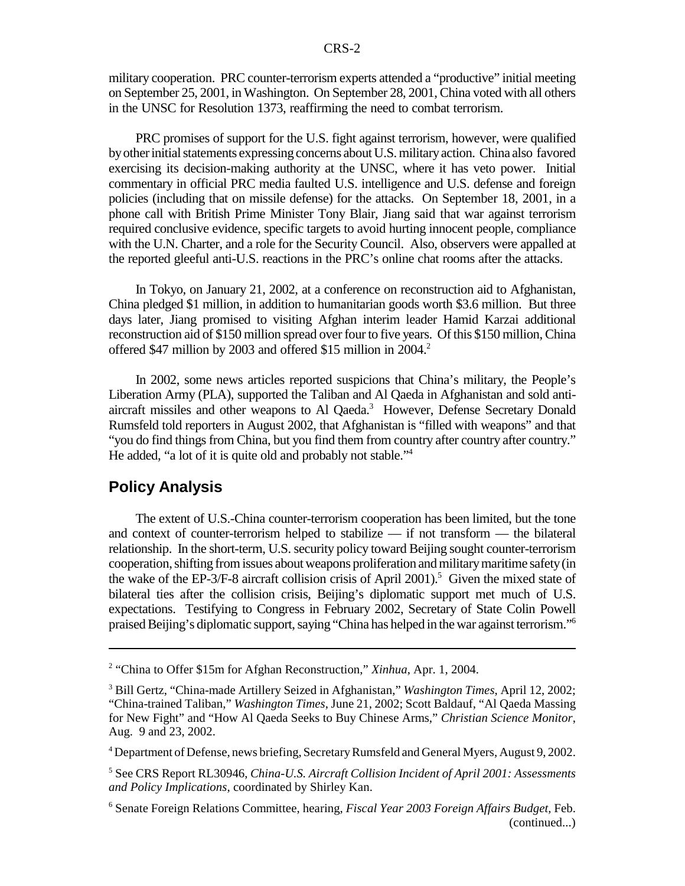military cooperation. PRC counter-terrorism experts attended a "productive" initial meeting on September 25, 2001, in Washington. On September 28, 2001, China voted with all others in the UNSC for Resolution 1373, reaffirming the need to combat terrorism.

PRC promises of support for the U.S. fight against terrorism, however, were qualified by other initial statements expressing concerns about U.S. military action. China also favored exercising its decision-making authority at the UNSC, where it has veto power. Initial commentary in official PRC media faulted U.S. intelligence and U.S. defense and foreign policies (including that on missile defense) for the attacks. On September 18, 2001, in a phone call with British Prime Minister Tony Blair, Jiang said that war against terrorism required conclusive evidence, specific targets to avoid hurting innocent people, compliance with the U.N. Charter, and a role for the Security Council. Also, observers were appalled at the reported gleeful anti-U.S. reactions in the PRC's online chat rooms after the attacks.

In Tokyo, on January 21, 2002, at a conference on reconstruction aid to Afghanistan, China pledged $1 million, in addition to humanitarian goods worth $3.6 million. But three days later, Jiang promised to visiting Afghan interim leader Hamid Karzai additional reconstruction aid of $150 million spread over four to five years. Of this $150 million, China offered $47 million by 2003 and offered $15 million in 2004.[2]

In 2002, some news articles reported suspicions that China's military, the People's Liberation Army (PLA), supported the Taliban and Al Qaeda in Afghanistan and sold anti-aircraft missiles and other weapons to Al Qaeda.[3] However, Defense Secretary Donald Rumsfeld told reporters in August 2002, that Afghanistan is "filled with weapons" and that "you do find things from China, but you find them from country after country after country." He added, "a lot of it is quite old and probably not stable."[4]

## Policy Analysis

The extent of U.S.-China counter-terrorism cooperation has been limited, but the tone and context of counter-terrorism helped to stabilize — if not transform — the bilateral relationship. In the short-term, U.S. security policy toward Beijing sought counter-terrorism cooperation, shifting from issues about weapons proliferation and military maritime safety (in the wake of the EP-3/F-8 aircraft collision crisis of April 2001).[5] Given the mixed state of bilateral ties after the collision crisis, Beijing's diplomatic support met much of U.S. expectations. Testifying to Congress in February 2002, Secretary of State Colin Powell praised Beijing's diplomatic support, saying "China has helped in the war against terrorism."[6]

---

[2] "China to Offer $15m for Afghan Reconstruction," *Xinhua*, Apr. 1, 2004.

[3] Bill Gertz, "China-made Artillery Seized in Afghanistan," *Washington Times*, April 12, 2002; "China-trained Taliban," *Washington Times*, June 21, 2002; Scott Baldauf, "Al Qaeda Massing for New Fight" and "How Al Qaeda Seeks to Buy Chinese Arms," *Christian Science Monitor*, Aug. 9 and 23, 2002.

[4] Department of Defense, news briefing, Secretary Rumsfeld and General Myers, August 9, 2002.

[5] See CRS Report RL30946, *China-U.S. Aircraft Collision Incident of April 2001: Assessments and Policy Implications*, coordinated by Shirley Kan.

[6] Senate Foreign Relations Committee, hearing, *Fiscal Year 2003 Foreign Affairs Budget*, Feb. (continued...)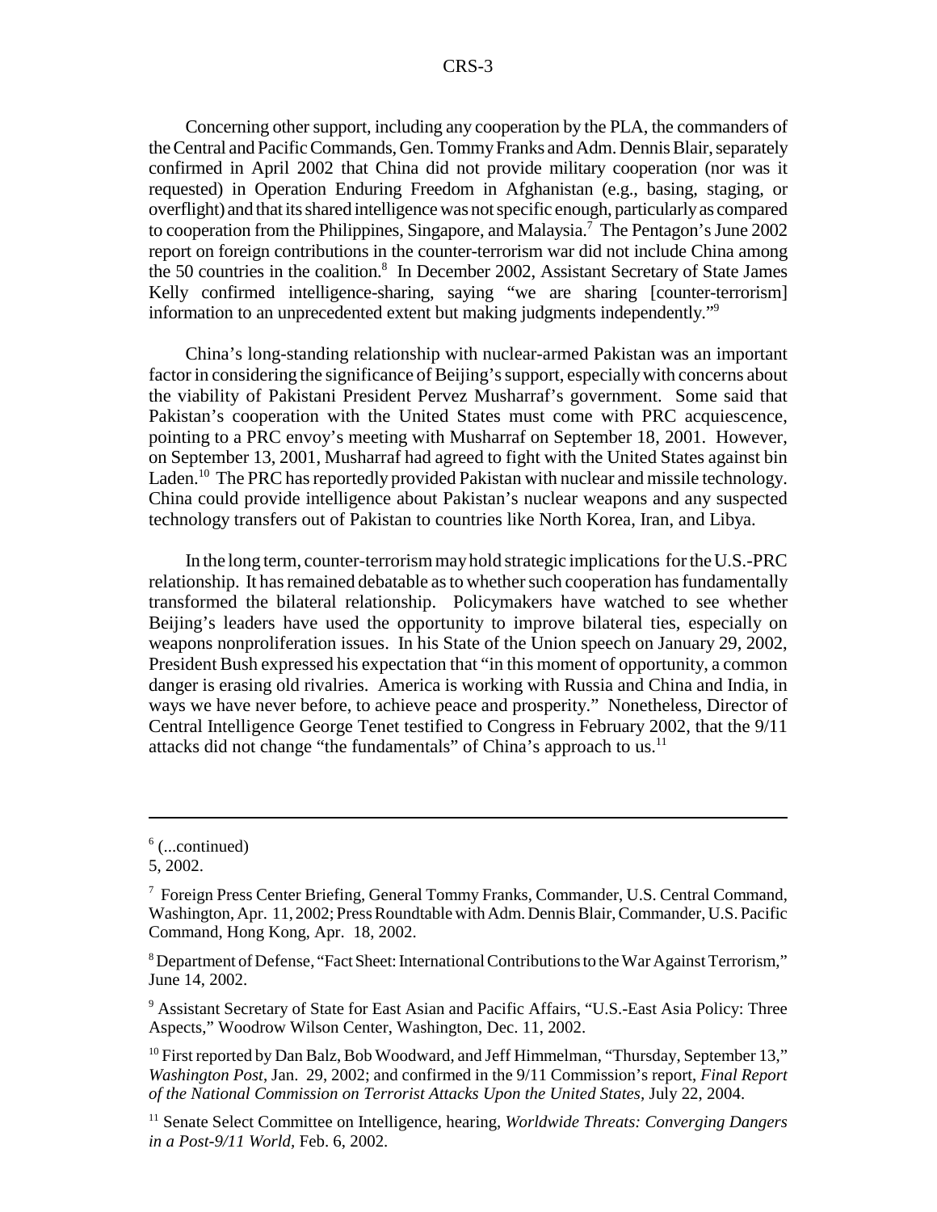Concerning other support, including any cooperation by the PLA, the commanders of the Central and Pacific Commands, Gen. Tommy Franks and Adm. Dennis Blair, separately confirmed in April 2002 that China did not provide military cooperation (nor was it requested) in Operation Enduring Freedom in Afghanistan (e.g., basing, staging, or overflight) and that its shared intelligence was not specific enough, particularly as compared to cooperation from the Philippines, Singapore, and Malaysia.[7] The Pentagon's June 2002 report on foreign contributions in the counter-terrorism war did not include China among the 50 countries in the coalition.[8] In December 2002, Assistant Secretary of State James Kelly confirmed intelligence-sharing, saying "we are sharing [counter-terrorism] information to an unprecedented extent but making judgments independently."[9]

China's long-standing relationship with nuclear-armed Pakistan was an important factor in considering the significance of Beijing's support, especially with concerns about the viability of Pakistani President Pervez Musharraf's government. Some said that Pakistan's cooperation with the United States must come with PRC acquiescence, pointing to a PRC envoy's meeting with Musharraf on September 18, 2001. However, on September 13, 2001, Musharraf had agreed to fight with the United States against bin Laden.[10] The PRC has reportedly provided Pakistan with nuclear and missile technology. China could provide intelligence about Pakistan's nuclear weapons and any suspected technology transfers out of Pakistan to countries like North Korea, Iran, and Libya.

In the long term, counter-terrorism may hold strategic implications for the U.S.-PRC relationship. It has remained debatable as to whether such cooperation has fundamentally transformed the bilateral relationship. Policymakers have watched to see whether Beijing's leaders have used the opportunity to improve bilateral ties, especially on weapons nonproliferation issues. In his State of the Union speech on January 29, 2002, President Bush expressed his expectation that "in this moment of opportunity, a common danger is erasing old rivalries. America is working with Russia and China and India, in ways we have never before, to achieve peace and prosperity." Nonetheless, Director of Central Intelligence George Tenet testified to Congress in February 2002, that the 9/11 attacks did not change "the fundamentals" of China's approach to us.[11]

---

[6] (...continued)
5, 2002.

[7] Foreign Press Center Briefing, General Tommy Franks, Commander, U.S. Central Command, Washington, Apr. 11, 2002; Press Roundtable with Adm. Dennis Blair, Commander, U.S. Pacific Command, Hong Kong, Apr. 18, 2002.

[8] Department of Defense, "Fact Sheet: International Contributions to the War Against Terrorism," June 14, 2002.

[9] Assistant Secretary of State for East Asian and Pacific Affairs, "U.S.-East Asia Policy: Three Aspects," Woodrow Wilson Center, Washington, Dec. 11, 2002.

[10] First reported by Dan Balz, Bob Woodward, and Jeff Himmelman, "Thursday, September 13," *Washington Post*, Jan. 29, 2002; and confirmed in the 9/11 Commission's report, *Final Report of the National Commission on Terrorist Attacks Upon the United States*, July 22, 2004.

[11] Senate Select Committee on Intelligence, hearing, *Worldwide Threats: Converging Dangers in a Post-9/11 World*, Feb. 6, 2002.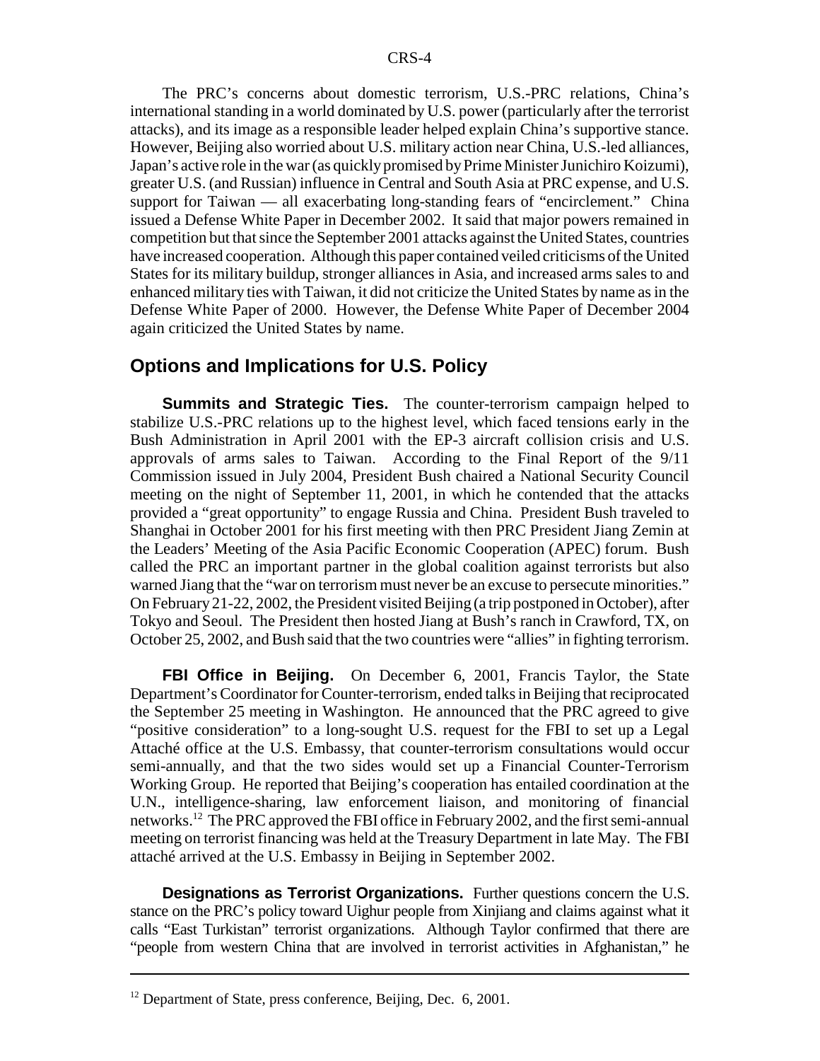The PRC's concerns about domestic terrorism, U.S.-PRC relations, China's international standing in a world dominated by U.S. power (particularly after the terrorist attacks), and its image as a responsible leader helped explain China's supportive stance. However, Beijing also worried about U.S. military action near China, U.S.-led alliances, Japan's active role in the war (as quickly promised by Prime Minister Junichiro Koizumi), greater U.S. (and Russian) influence in Central and South Asia at PRC expense, and U.S. support for Taiwan — all exacerbating long-standing fears of "encirclement." China issued a Defense White Paper in December 2002. It said that major powers remained in competition but that since the September 2001 attacks against the United States, countries have increased cooperation. Although this paper contained veiled criticisms of the United States for its military buildup, stronger alliances in Asia, and increased arms sales to and enhanced military ties with Taiwan, it did not criticize the United States by name as in the Defense White Paper of 2000. However, the Defense White Paper of December 2004 again criticized the United States by name.

## Options and Implications for U.S. Policy

**Summits and Strategic Ties.** The counter-terrorism campaign helped to stabilize U.S.-PRC relations up to the highest level, which faced tensions early in the Bush Administration in April 2001 with the EP-3 aircraft collision crisis and U.S. approvals of arms sales to Taiwan. According to the Final Report of the 9/11 Commission issued in July 2004, President Bush chaired a National Security Council meeting on the night of September 11, 2001, in which he contended that the attacks provided a "great opportunity" to engage Russia and China. President Bush traveled to Shanghai in October 2001 for his first meeting with then PRC President Jiang Zemin at the Leaders' Meeting of the Asia Pacific Economic Cooperation (APEC) forum. Bush called the PRC an important partner in the global coalition against terrorists but also warned Jiang that the "war on terrorism must never be an excuse to persecute minorities." On February 21-22, 2002, the President visited Beijing (a trip postponed in October), after Tokyo and Seoul. The President then hosted Jiang at Bush's ranch in Crawford, TX, on October 25, 2002, and Bush said that the two countries were "allies" in fighting terrorism.

**FBI Office in Beijing.** On December 6, 2001, Francis Taylor, the State Department's Coordinator for Counter-terrorism, ended talks in Beijing that reciprocated the September 25 meeting in Washington. He announced that the PRC agreed to give "positive consideration" to a long-sought U.S. request for the FBI to set up a Legal Attaché office at the U.S. Embassy, that counter-terrorism consultations would occur semi-annually, and that the two sides would set up a Financial Counter-Terrorism Working Group. He reported that Beijing's cooperation has entailed coordination at the U.N., intelligence-sharing, law enforcement liaison, and monitoring of financial networks.[12] The PRC approved the FBI office in February 2002, and the first semi-annual meeting on terrorist financing was held at the Treasury Department in late May. The FBI attaché arrived at the U.S. Embassy in Beijing in September 2002.

**Designations as Terrorist Organizations.** Further questions concern the U.S. stance on the PRC's policy toward Uighur people from Xinjiang and claims against what it calls "East Turkistan" terrorist organizations. Although Taylor confirmed that there are "people from western China that are involved in terrorist activities in Afghanistan," he

---

[12] Department of State, press conference, Beijing, Dec. 6, 2001.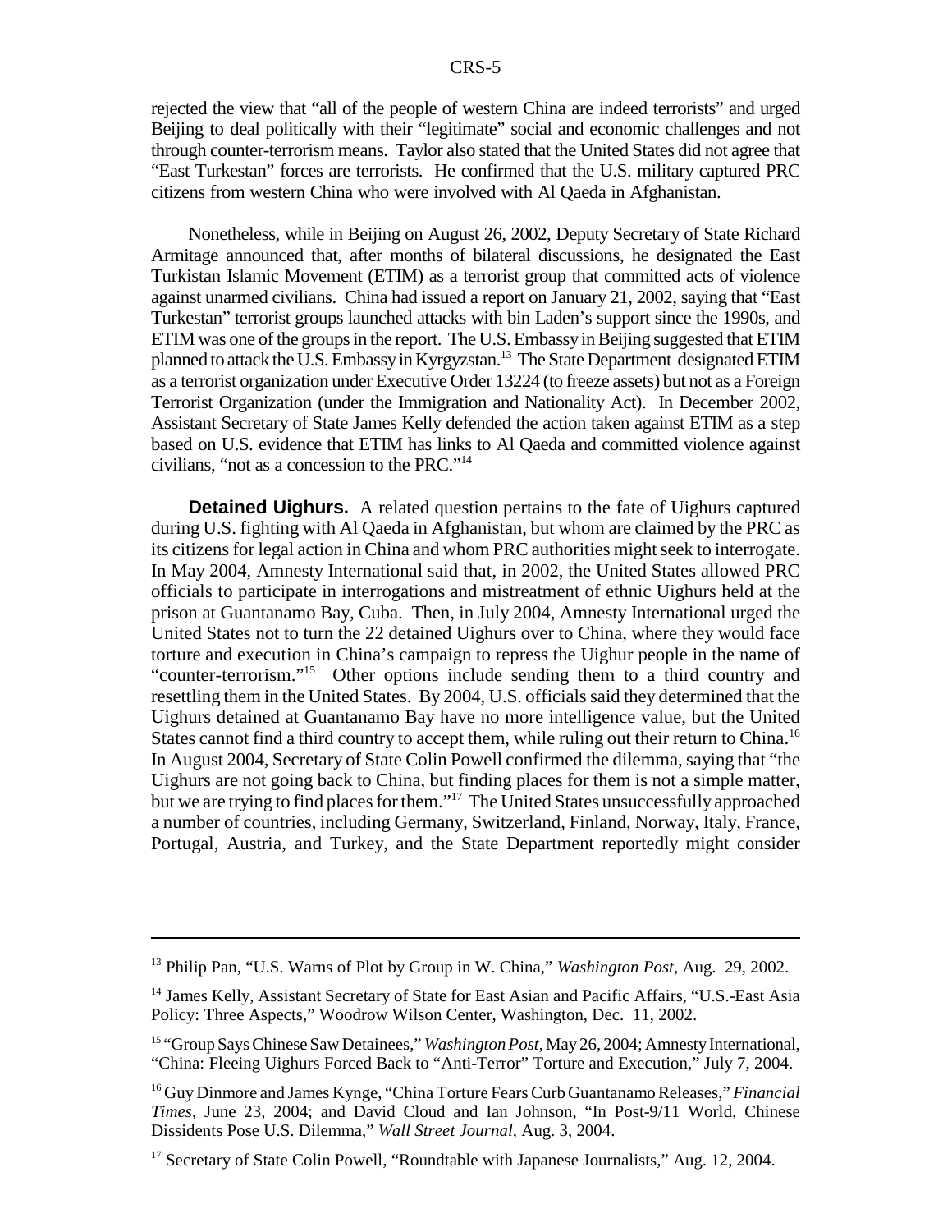rejected the view that "all of the people of western China are indeed terrorists" and urged Beijing to deal politically with their "legitimate" social and economic challenges and not through counter-terrorism means. Taylor also stated that the United States did not agree that "East Turkestan" forces are terrorists. He confirmed that the U.S. military captured PRC citizens from western China who were involved with Al Qaeda in Afghanistan.

Nonetheless, while in Beijing on August 26, 2002, Deputy Secretary of State Richard Armitage announced that, after months of bilateral discussions, he designated the East Turkistan Islamic Movement (ETIM) as a terrorist group that committed acts of violence against unarmed civilians. China had issued a report on January 21, 2002, saying that "East Turkestan" terrorist groups launched attacks with bin Laden's support since the 1990s, and ETIM was one of the groups in the report. The U.S. Embassy in Beijing suggested that ETIM planned to attack the U.S. Embassy in Kyrgyzstan.[13] The State Department designated ETIM as a terrorist organization under Executive Order 13224 (to freeze assets) but not as a Foreign Terrorist Organization (under the Immigration and Nationality Act). In December 2002, Assistant Secretary of State James Kelly defended the action taken against ETIM as a step based on U.S. evidence that ETIM has links to Al Qaeda and committed violence against civilians, "not as a concession to the PRC."[14]

**Detained Uighurs.** A related question pertains to the fate of Uighurs captured during U.S. fighting with Al Qaeda in Afghanistan, but whom are claimed by the PRC as its citizens for legal action in China and whom PRC authorities might seek to interrogate. In May 2004, Amnesty International said that, in 2002, the United States allowed PRC officials to participate in interrogations and mistreatment of ethnic Uighurs held at the prison at Guantanamo Bay, Cuba. Then, in July 2004, Amnesty International urged the United States not to turn the 22 detained Uighurs over to China, where they would face torture and execution in China's campaign to repress the Uighur people in the name of "counter-terrorism."[15] Other options include sending them to a third country and resettling them in the United States. By 2004, U.S. officials said they determined that the Uighurs detained at Guantanamo Bay have no more intelligence value, but the United States cannot find a third country to accept them, while ruling out their return to China.[16] In August 2004, Secretary of State Colin Powell confirmed the dilemma, saying that "the Uighurs are not going back to China, but finding places for them is not a simple matter, but we are trying to find places for them."[17] The United States unsuccessfully approached a number of countries, including Germany, Switzerland, Finland, Norway, Italy, France, Portugal, Austria, and Turkey, and the State Department reportedly might consider

---

[13] Philip Pan, "U.S. Warns of Plot by Group in W. China," *Washington Post*, Aug. 29, 2002.

[14] James Kelly, Assistant Secretary of State for East Asian and Pacific Affairs, "U.S.-East Asia Policy: Three Aspects," Woodrow Wilson Center, Washington, Dec. 11, 2002.

[15] "Group Says Chinese Saw Detainees," *Washington Post*, May 26, 2004; Amnesty International, "China: Fleeing Uighurs Forced Back to "Anti-Terror" Torture and Execution," July 7, 2004.

[16] Guy Dinmore and James Kynge, "China Torture Fears Curb Guantanamo Releases," *Financial Times*, June 23, 2004; and David Cloud and Ian Johnson, "In Post-9/11 World, Chinese Dissidents Pose U.S. Dilemma," *Wall Street Journal*, Aug. 3, 2004.

[17] Secretary of State Colin Powell, "Roundtable with Japanese Journalists," Aug. 12, 2004.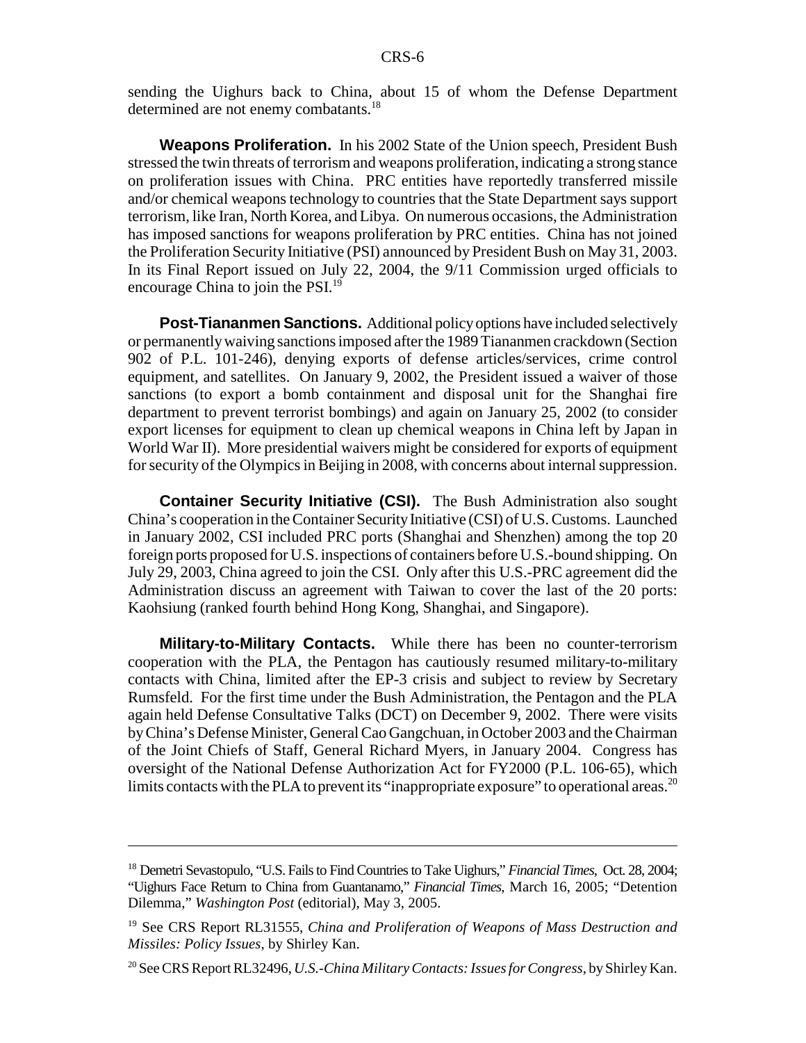sending the Uighurs back to China, about 15 of whom the Defense Department determined are not enemy combatants.[18]

**Weapons Proliferation.** In his 2002 State of the Union speech, President Bush stressed the twin threats of terrorism and weapons proliferation, indicating a strong stance on proliferation issues with China. PRC entities have reportedly transferred missile and/or chemical weapons technology to countries that the State Department says support terrorism, like Iran, North Korea, and Libya. On numerous occasions, the Administration has imposed sanctions for weapons proliferation by PRC entities. China has not joined the Proliferation Security Initiative (PSI) announced by President Bush on May 31, 2003. In its Final Report issued on July 22, 2004, the 9/11 Commission urged officials to encourage China to join the PSI.[19]

**Post-Tiananmen Sanctions.** Additional policy options have included selectively or permanently waiving sanctions imposed after the 1989 Tiananmen crackdown (Section 902 of P.L. 101-246), denying exports of defense articles/services, crime control equipment, and satellites. On January 9, 2002, the President issued a waiver of those sanctions (to export a bomb containment and disposal unit for the Shanghai fire department to prevent terrorist bombings) and again on January 25, 2002 (to consider export licenses for equipment to clean up chemical weapons in China left by Japan in World War II). More presidential waivers might be considered for exports of equipment for security of the Olympics in Beijing in 2008, with concerns about internal suppression.

**Container Security Initiative (CSI).** The Bush Administration also sought China's cooperation in the Container Security Initiative (CSI) of U.S. Customs. Launched in January 2002, CSI included PRC ports (Shanghai and Shenzhen) among the top 20 foreign ports proposed for U.S. inspections of containers before U.S.-bound shipping. On July 29, 2003, China agreed to join the CSI. Only after this U.S.-PRC agreement did the Administration discuss an agreement with Taiwan to cover the last of the 20 ports: Kaohsiung (ranked fourth behind Hong Kong, Shanghai, and Singapore).

**Military-to-Military Contacts.** While there has been no counter-terrorism cooperation with the PLA, the Pentagon has cautiously resumed military-to-military contacts with China, limited after the EP-3 crisis and subject to review by Secretary Rumsfeld. For the first time under the Bush Administration, the Pentagon and the PLA again held Defense Consultative Talks (DCT) on December 9, 2002. There were visits by China's Defense Minister, General Cao Gangchuan, in October 2003 and the Chairman of the Joint Chiefs of Staff, General Richard Myers, in January 2004. Congress has oversight of the National Defense Authorization Act for FY2000 (P.L. 106-65), which limits contacts with the PLA to prevent its "inappropriate exposure" to operational areas.[20]

---

[18] Demetri Sevastopulo, "U.S. Fails to Find Countries to Take Uighurs," *Financial Times*, Oct. 28, 2004; "Uighurs Face Return to China from Guantanamo," *Financial Times*, March 16, 2005; "Detention Dilemma," *Washington Post* (editorial), May 3, 2005.

[19] See CRS Report RL31555, *China and Proliferation of Weapons of Mass Destruction and Missiles: Policy Issues*, by Shirley Kan.

[20] See CRS Report RL32496, *U.S.-China Military Contacts: Issues for Congress*, by Shirley Kan.